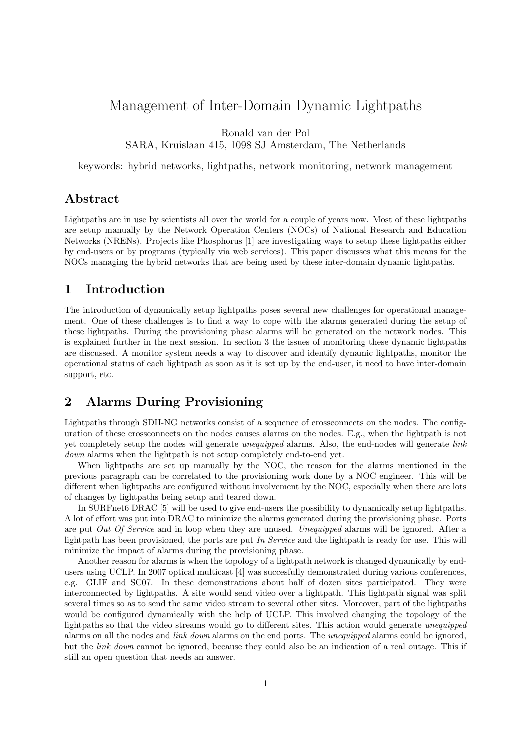# Management of Inter-Domain Dynamic Lightpaths

Ronald van der Pol
SARA, Kruislaan 415, 1098 SJ Amsterdam, The Netherlands

keywords: hybrid networks, lightpaths, network monitoring, network management

## Abstract

Lightpaths are in use by scientists all over the world for a couple of years now. Most of these lightpaths are setup manually by the Network Operation Centers (NOCs) of National Research and Education Networks (NRENs). Projects like Phosphorus [1] are investigating ways to setup these lightpaths either by end-users or by programs (typically via web services). This paper discusses what this means for the NOCs managing the hybrid networks that are being used by these inter-domain dynamic lightpaths.

## 1 Introduction

The introduction of dynamically setup lightpaths poses several new challenges for operational management. One of these challenges is to find a way to cope with the alarms generated during the setup of these lightpaths. During the provisioning phase alarms will be generated on the network nodes. This is explained further in the next session. In section 3 the issues of monitoring these dynamic lightpaths are discussed. A monitor system needs a way to discover and identify dynamic lightpaths, monitor the operational status of each lightpath as soon as it is set up by the end-user, it need to have inter-domain support, etc.

## 2 Alarms During Provisioning

Lightpaths through SDH-NG networks consist of a sequence of crossconnects on the nodes. The configuration of these crossconnects on the nodes causes alarms on the nodes. E.g., when the lightpath is not yet completely setup the nodes will generate *unequipped* alarms. Also, the end-nodes will generate *link down* alarms when the lightpath is not setup completely end-to-end yet.

When lightpaths are set up manually by the NOC, the reason for the alarms mentioned in the previous paragraph can be correlated to the provisioning work done by a NOC engineer. This will be different when lightpaths are configured without involvement by the NOC, especially when there are lots of changes by lightpaths being setup and teared down.

In SURFnet6 DRAC [5] will be used to give end-users the possibility to dynamically setup lightpaths. A lot of effort was put into DRAC to minimize the alarms generated during the provisioning phase. Ports are put *Out Of Service* and in loop when they are unused. *Unequipped* alarms will be ignored. After a lightpath has been provisioned, the ports are put *In Service* and the lightpath is ready for use. This will minimize the impact of alarms during the provisioning phase.

Another reason for alarms is when the topology of a lightpath network is changed dynamically by end-users using UCLP. In 2007 optical multicast [4] was succesfully demonstrated during various conferences, e.g. GLIF and SC07. In these demonstrations about half of dozen sites participated. They were interconnected by lightpaths. A site would send video over a lightpath. This lightpath signal was split several times so as to send the same video stream to several other sites. Moreover, part of the lightpaths would be configured dynamically with the help of UCLP. This involved changing the topology of the lightpaths so that the video streams would go to different sites. This action would generate *unequipped* alarms on all the nodes and *link down* alarms on the end ports. The *unequipped* alarms could be ignored, but the *link down* cannot be ignored, because they could also be an indication of a real outage. This if still an open question that needs an answer.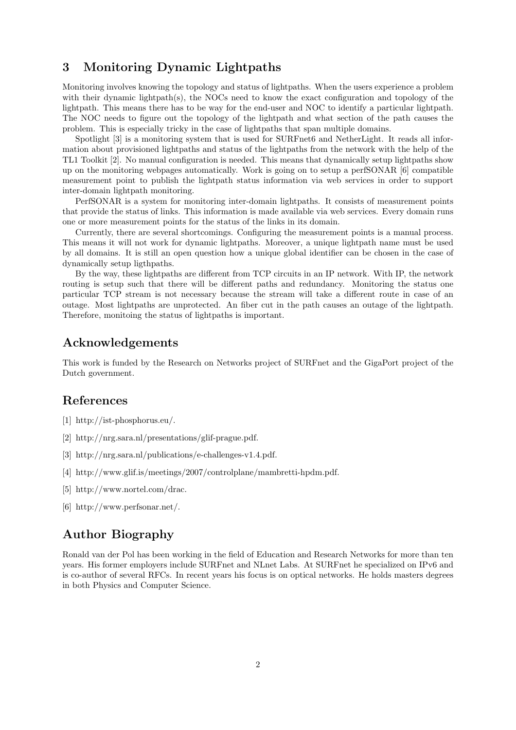## 3 Monitoring Dynamic Lightpaths

Monitoring involves knowing the topology and status of lightpaths. When the users experience a problem with their dynamic lightpath(s), the NOCs need to know the exact configuration and topology of the lightpath. This means there has to be way for the end-user and NOC to identify a particular lightpath. The NOC needs to figure out the topology of the lightpath and what section of the path causes the problem. This is especially tricky in the case of lightpaths that span multiple domains.

Spotlight [3] is a monitoring system that is used for SURFnet6 and NetherLight. It reads all information about provisioned lightpaths and status of the lightpaths from the network with the help of the TL1 Toolkit [2]. No manual configuration is needed. This means that dynamically setup lightpaths show up on the monitoring webpages automatically. Work is going on to setup a perfSONAR [6] compatible measurement point to publish the lightpath status information via web services in order to support inter-domain lightpath monitoring.

PerfSONAR is a system for monitoring inter-domain lightpaths. It consists of measurement points that provide the status of links. This information is made available via web services. Every domain runs one or more measurement points for the status of the links in its domain.

Currently, there are several shortcomings. Configuring the measurement points is a manual process. This means it will not work for dynamic lightpaths. Moreover, a unique lightpath name must be used by all domains. It is still an open question how a unique global identifier can be chosen in the case of dynamically setup ligthpaths.

By the way, these lightpaths are different from TCP circuits in an IP network. With IP, the network routing is setup such that there will be different paths and redundancy. Monitoring the status one particular TCP stream is not necessary because the stream will take a different route in case of an outage. Most lightpaths are unprotected. An fiber cut in the path causes an outage of the lightpath. Therefore, monitoing the status of lightpaths is important.

## Acknowledgements

This work is funded by the Research on Networks project of SURFnet and the GigaPort project of the Dutch government.

## References

[1] http://ist-phosphorus.eu/.

[2] http://nrg.sara.nl/presentations/glif-prague.pdf.

[3] http://nrg.sara.nl/publications/e-challenges-v1.4.pdf.

[4] http://www.glif.is/meetings/2007/controlplane/mambretti-hpdm.pdf.

[5] http://www.nortel.com/drac.

[6] http://www.perfsonar.net/.

## Author Biography

Ronald van der Pol has been working in the field of Education and Research Networks for more than ten years. His former employers include SURFnet and NLnet Labs. At SURFnet he specialized on IPv6 and is co-author of several RFCs. In recent years his focus is on optical networks. He holds masters degrees in both Physics and Computer Science.